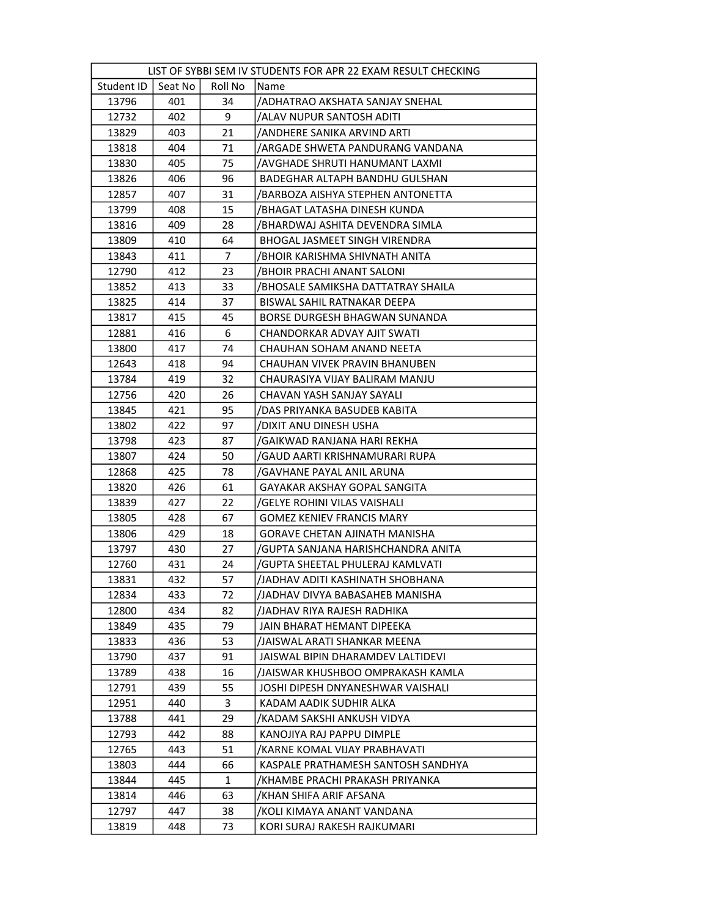| LIST OF SYBBI SEM IV STUDENTS FOR APR 22 EXAM RESULT CHECKING | | | |
|---|---|---|---|
| Student ID | Seat No | Roll No | Name |
| 13796 | 401 | 34 | /ADHATRAO AKSHATA SANJAY SNEHAL |
| 12732 | 402 | 9 | /ALAV NUPUR SANTOSH ADITI |
| 13829 | 403 | 21 | /ANDHERE SANIKA ARVIND ARTI |
| 13818 | 404 | 71 | /ARGADE SHWETA PANDURANG VANDANA |
| 13830 | 405 | 75 | /AVGHADE SHRUTI HANUMANT LAXMI |
| 13826 | 406 | 96 | BADEGHAR ALTAPH BANDHU GULSHAN |
| 12857 | 407 | 31 | /BARBOZA AISHYA STEPHEN ANTONETTA |
| 13799 | 408 | 15 | /BHAGAT LATASHA DINESH KUNDA |
| 13816 | 409 | 28 | /BHARDWAJ ASHITA DEVENDRA SIMLA |
| 13809 | 410 | 64 | BHOGAL JASMEET SINGH VIRENDRA |
| 13843 | 411 | 7 | /BHOIR KARISHMA SHIVNATH ANITA |
| 12790 | 412 | 23 | /BHOIR PRACHI ANANT SALONI |
| 13852 | 413 | 33 | /BHOSALE SAMIKSHA DATTATRAY SHAILA |
| 13825 | 414 | 37 | BISWAL SAHIL RATNAKAR DEEPA |
| 13817 | 415 | 45 | BORSE DURGESH BHAGWAN SUNANDA |
| 12881 | 416 | 6 | CHANDORKAR ADVAY AJIT SWATI |
| 13800 | 417 | 74 | CHAUHAN SOHAM ANAND NEETA |
| 12643 | 418 | 94 | CHAUHAN VIVEK PRAVIN BHANUBEN |
| 13784 | 419 | 32 | CHAURASIYA VIJAY BALIRAM MANJU |
| 12756 | 420 | 26 | CHAVAN YASH SANJAY SAYALI |
| 13845 | 421 | 95 | /DAS PRIYANKA BASUDEB KABITA |
| 13802 | 422 | 97 | /DIXIT ANU DINESH USHA |
| 13798 | 423 | 87 | /GAIKWAD RANJANA HARI REKHA |
| 13807 | 424 | 50 | /GAUD AARTI KRISHNAMURARI RUPA |
| 12868 | 425 | 78 | /GAVHANE PAYAL ANIL ARUNA |
| 13820 | 426 | 61 | GAYAKAR AKSHAY GOPAL SANGITA |
| 13839 | 427 | 22 | /GELYE ROHINI VILAS VAISHALI |
| 13805 | 428 | 67 | GOMEZ KENIEV FRANCIS MARY |
| 13806 | 429 | 18 | GORAVE CHETAN AJINATH MANISHA |
| 13797 | 430 | 27 | /GUPTA SANJANA HARISHCHANDRA ANITA |
| 12760 | 431 | 24 | /GUPTA SHEETAL PHULERAJ KAMLVATI |
| 13831 | 432 | 57 | /JADHAV ADITI KASHINATH SHOBHANA |
| 12834 | 433 | 72 | /JADHAV DIVYA BABASAHEB MANISHA |
| 12800 | 434 | 82 | /JADHAV RIYA RAJESH RADHIKA |
| 13849 | 435 | 79 | JAIN BHARAT HEMANT DIPEEKA |
| 13833 | 436 | 53 | /JAISWAL ARATI SHANKAR MEENA |
| 13790 | 437 | 91 | JAISWAL BIPIN DHARAMDEV LALTIDEVI |
| 13789 | 438 | 16 | /JAISWAR KHUSHBOO OMPRAKASH KAMLA |
| 12791 | 439 | 55 | JOSHI DIPESH DNYANESHWAR VAISHALI |
| 12951 | 440 | 3 | KADAM AADIK SUDHIR ALKA |
| 13788 | 441 | 29 | /KADAM SAKSHI ANKUSH VIDYA |
| 12793 | 442 | 88 | KANOJIYA RAJ PAPPU DIMPLE |
| 12765 | 443 | 51 | /KARNE KOMAL VIJAY PRABHAVATI |
| 13803 | 444 | 66 | KASPALE PRATHAMESH SANTOSH SANDHYA |
| 13844 | 445 | 1 | /KHAMBE PRACHI PRAKASH PRIYANKA |
| 13814 | 446 | 63 | /KHAN SHIFA ARIF AFSANA |
| 12797 | 447 | 38 | /KOLI KIMAYA ANANT VANDANA |
| 13819 | 448 | 73 | KORI SURAJ RAKESH RAJKUMARI |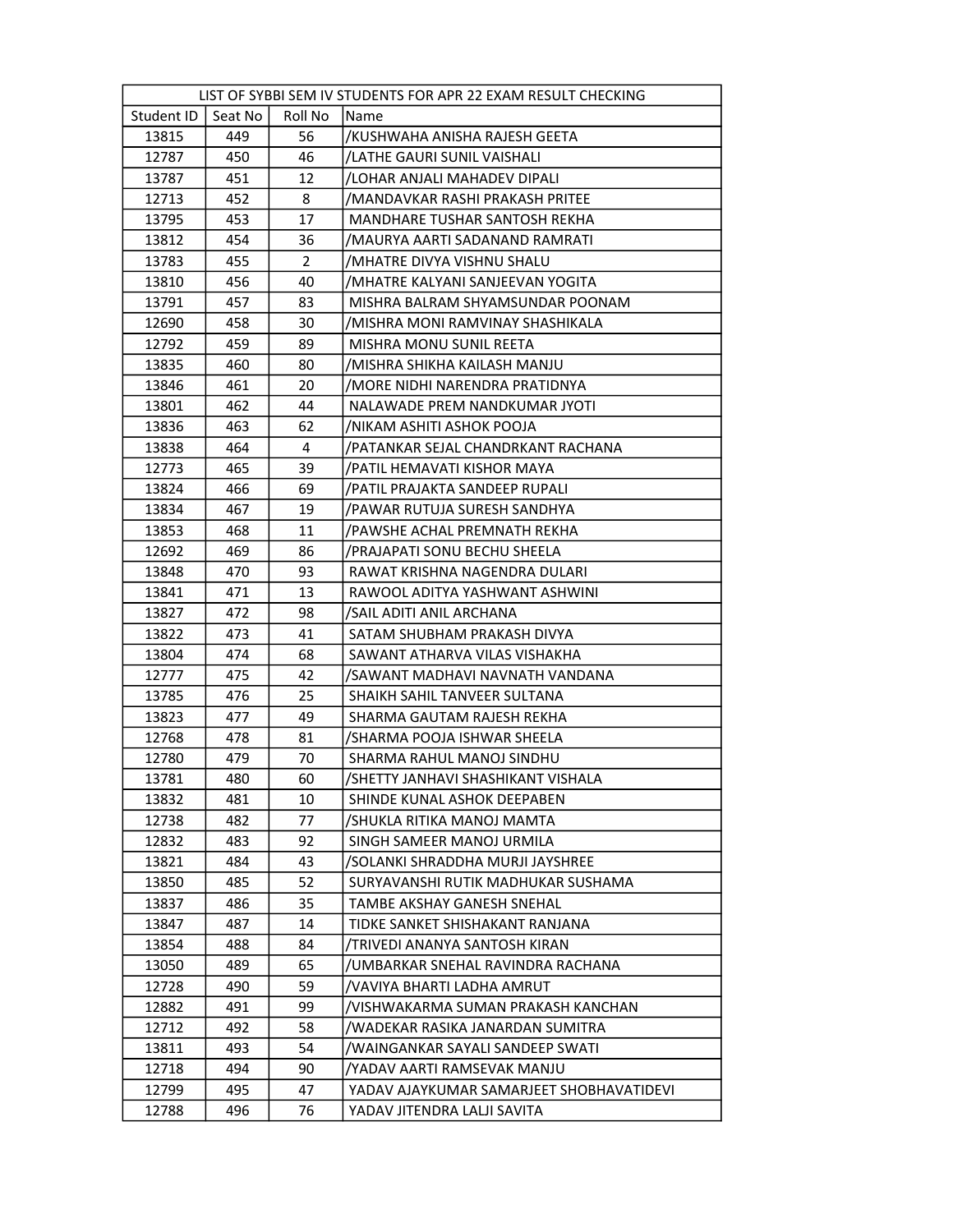| LIST OF SYBBI SEM IV STUDENTS FOR APR 22 EXAM RESULT CHECKING | | | |
|---|---|---|---|
| Student ID | Seat No | Roll No | Name |
| 13815 | 449 | 56 | /KUSHWAHA ANISHA RAJESH GEETA |
| 12787 | 450 | 46 | /LATHE GAURI SUNIL VAISHALI |
| 13787 | 451 | 12 | /LOHAR ANJALI MAHADEV DIPALI |
| 12713 | 452 | 8 | /MANDAVKAR RASHI PRAKASH PRITEE |
| 13795 | 453 | 17 | MANDHARE TUSHAR SANTOSH REKHA |
| 13812 | 454 | 36 | /MAURYA AARTI SADANAND RAMRATI |
| 13783 | 455 | 2 | /MHATRE DIVYA VISHNU SHALU |
| 13810 | 456 | 40 | /MHATRE KALYANI SANJEEVAN YOGITA |
| 13791 | 457 | 83 | MISHRA BALRAM SHYAMSUNDAR POONAM |
| 12690 | 458 | 30 | /MISHRA MONI RAMVINAY SHASHIKALA |
| 12792 | 459 | 89 | MISHRA MONU SUNIL REETA |
| 13835 | 460 | 80 | /MISHRA SHIKHA KAILASH MANJU |
| 13846 | 461 | 20 | /MORE NIDHI NARENDRA PRATIDNYA |
| 13801 | 462 | 44 | NALAWADE PREM NANDKUMAR JYOTI |
| 13836 | 463 | 62 | /NIKAM ASHITI ASHOK POOJA |
| 13838 | 464 | 4 | /PATANKAR SEJAL CHANDRKANT RACHANA |
| 12773 | 465 | 39 | /PATIL HEMAVATI KISHOR MAYA |
| 13824 | 466 | 69 | /PATIL PRAJAKTA SANDEEP RUPALI |
| 13834 | 467 | 19 | /PAWAR RUTUJA SURESH SANDHYA |
| 13853 | 468 | 11 | /PAWSHE ACHAL PREMNATH REKHA |
| 12692 | 469 | 86 | /PRAJAPATI SONU BECHU SHEELA |
| 13848 | 470 | 93 | RAWAT KRISHNA NAGENDRA DULARI |
| 13841 | 471 | 13 | RAWOOL ADITYA YASHWANT ASHWINI |
| 13827 | 472 | 98 | /SAIL ADITI ANIL ARCHANA |
| 13822 | 473 | 41 | SATAM SHUBHAM PRAKASH DIVYA |
| 13804 | 474 | 68 | SAWANT ATHARVA VILAS VISHAKHA |
| 12777 | 475 | 42 | /SAWANT MADHAVI NAVNATH VANDANA |
| 13785 | 476 | 25 | SHAIKH SAHIL TANVEER SULTANA |
| 13823 | 477 | 49 | SHARMA GAUTAM RAJESH REKHA |
| 12768 | 478 | 81 | /SHARMA POOJA ISHWAR SHEELA |
| 12780 | 479 | 70 | SHARMA RAHUL MANOJ SINDHU |
| 13781 | 480 | 60 | /SHETTY JANHAVI SHASHIKANT VISHALA |
| 13832 | 481 | 10 | SHINDE KUNAL ASHOK DEEPABEN |
| 12738 | 482 | 77 | /SHUKLA RITIKA MANOJ MAMTA |
| 12832 | 483 | 92 | SINGH SAMEER MANOJ URMILA |
| 13821 | 484 | 43 | /SOLANKI SHRADDHA MURJI JAYSHREE |
| 13850 | 485 | 52 | SURYAVANSHI RUTIK MADHUKAR SUSHAMA |
| 13837 | 486 | 35 | TAMBE AKSHAY GANESH SNEHAL |
| 13847 | 487 | 14 | TIDKE SANKET SHISHAKANT RANJANA |
| 13854 | 488 | 84 | /TRIVEDI ANANYA SANTOSH KIRAN |
| 13050 | 489 | 65 | /UMBARKAR SNEHAL RAVINDRA RACHANA |
| 12728 | 490 | 59 | /VAVIYA BHARTI LADHA AMRUT |
| 12882 | 491 | 99 | /VISHWAKARMA SUMAN PRAKASH KANCHAN |
| 12712 | 492 | 58 | /WADEKAR RASIKA JANARDAN SUMITRA |
| 13811 | 493 | 54 | /WAINGANKAR SAYALI SANDEEP SWATI |
| 12718 | 494 | 90 | /YADAV AARTI RAMSEVAK MANJU |
| 12799 | 495 | 47 | YADAV AJAYKUMAR SAMARJEET SHOBHAVATIDEVI |
| 12788 | 496 | 76 | YADAV JITENDRA LALJI SAVITA |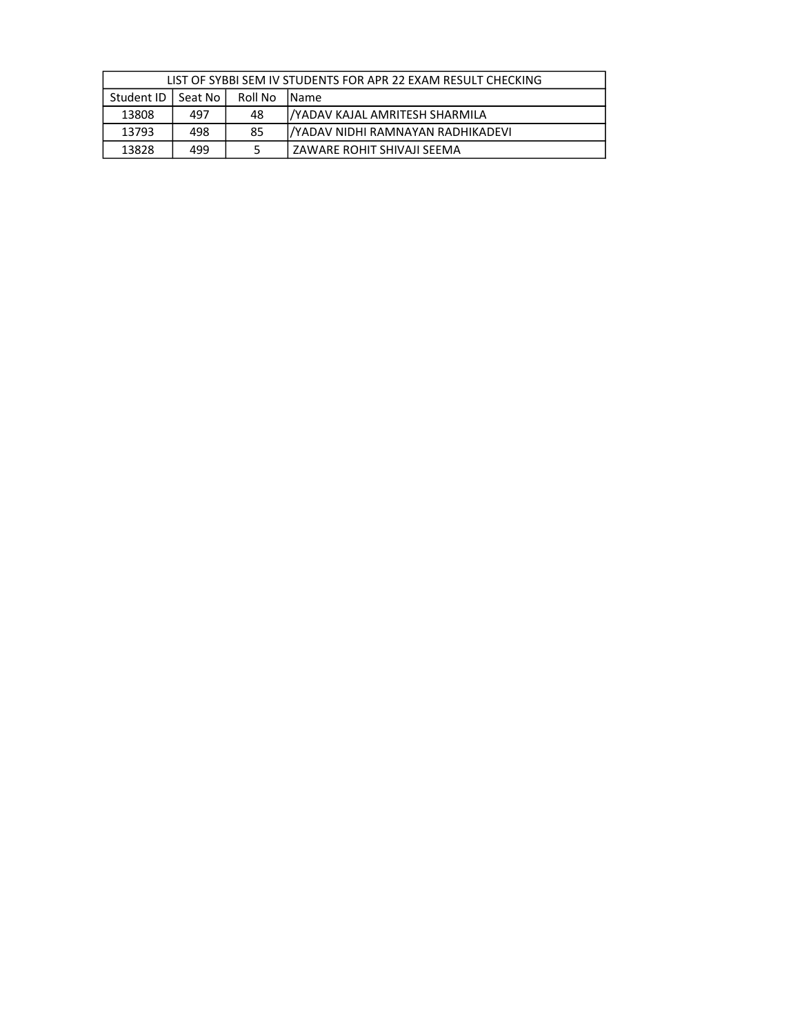| LIST OF SYBBI SEM IV STUDENTS FOR APR 22 EXAM RESULT CHECKING | | | |
|---|---|---|---|
| Student ID | Seat No | Roll No | Name |
| 13808 | 497 | 48 | /YADAV KAJAL AMRITESH SHARMILA |
| 13793 | 498 | 85 | /YADAV NIDHI RAMNAYAN RADHIKADEVI |
| 13828 | 499 | 5 | ZAWARE ROHIT SHIVAJI SEEMA |